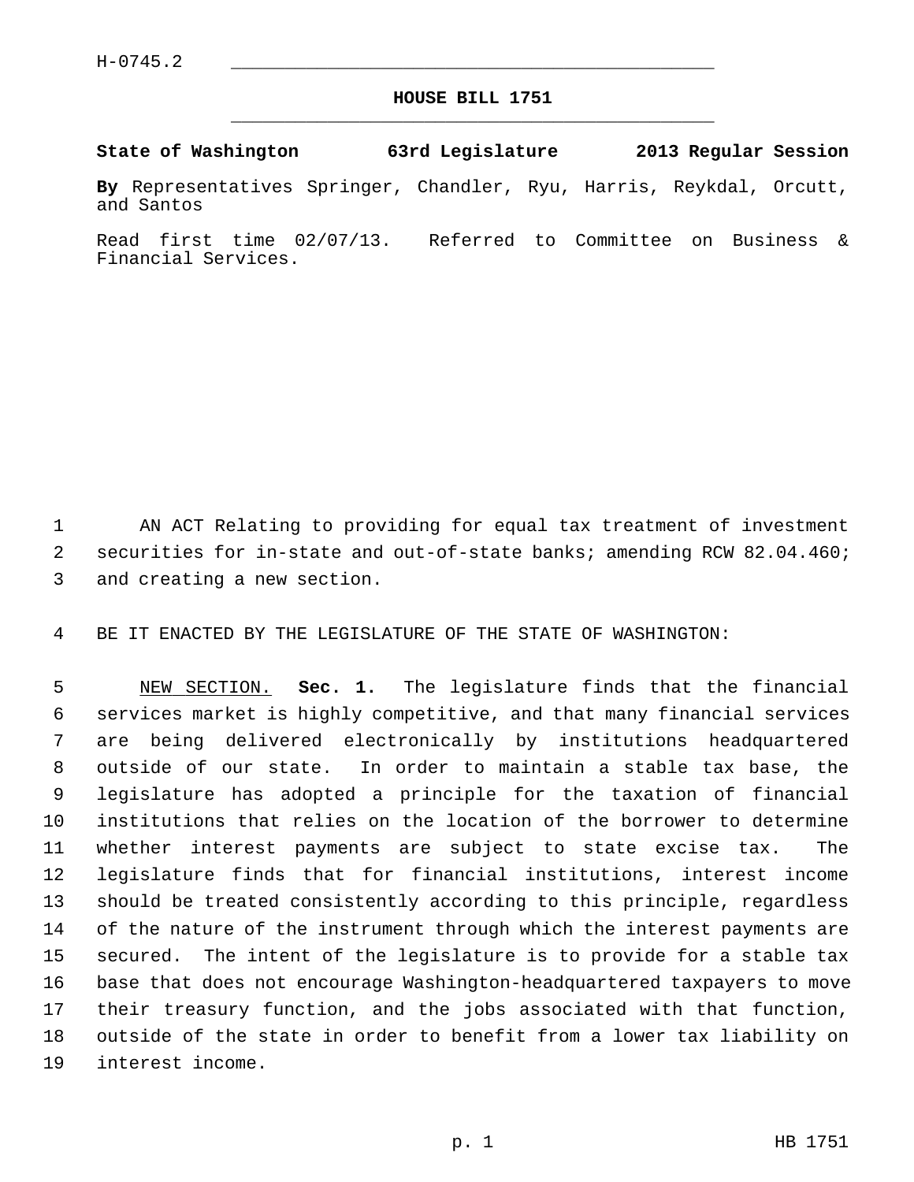H-0745.2

# HOUSE BILL 1751

**State of Washington 63rd Legislature 2013 Regular Session**

**By** Representatives Springer, Chandler, Ryu, Harris, Reykdal, Orcutt, and Santos

Read first time 02/07/13. Referred to Committee on Business & Financial Services.

AN ACT Relating to providing for equal tax treatment of investment securities for in-state and out-of-state banks; amending RCW 82.04.460; and creating a new section.

BE IT ENACTED BY THE LEGISLATURE OF THE STATE OF WASHINGTON:

NEW SECTION. **Sec. 1.** The legislature finds that the financial services market is highly competitive, and that many financial services are being delivered electronically by institutions headquartered outside of our state. In order to maintain a stable tax base, the legislature has adopted a principle for the taxation of financial institutions that relies on the location of the borrower to determine whether interest payments are subject to state excise tax. The legislature finds that for financial institutions, interest income should be treated consistently according to this principle, regardless of the nature of the instrument through which the interest payments are secured. The intent of the legislature is to provide for a stable tax base that does not encourage Washington-headquartered taxpayers to move their treasury function, and the jobs associated with that function, outside of the state in order to benefit from a lower tax liability on interest income.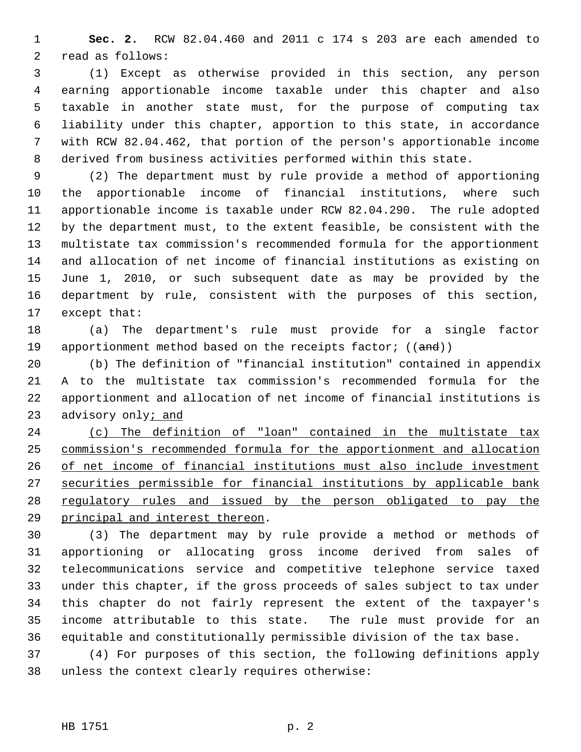**Sec. 2.** RCW 82.04.460 and 2011 c 174 s 203 are each amended to read as follows:

(1) Except as otherwise provided in this section, any person earning apportionable income taxable under this chapter and also taxable in another state must, for the purpose of computing tax liability under this chapter, apportion to this state, in accordance with RCW 82.04.462, that portion of the person's apportionable income derived from business activities performed within this state.

(2) The department must by rule provide a method of apportioning the apportionable income of financial institutions, where such apportionable income is taxable under RCW 82.04.290. The rule adopted by the department must, to the extent feasible, be consistent with the multistate tax commission's recommended formula for the apportionment and allocation of net income of financial institutions as existing on June 1, 2010, or such subsequent date as may be provided by the department by rule, consistent with the purposes of this section, except that:

(a) The department's rule must provide for a single factor apportionment method based on the receipts factor; ((~~and~~))

(b) The definition of "financial institution" contained in appendix A to the multistate tax commission's recommended formula for the apportionment and allocation of net income of financial institutions is advisory only<u>; and</u>

<u>(c) The definition of "loan" contained in the multistate tax commission's recommended formula for the apportionment and allocation of net income of financial institutions must also include investment securities permissible for financial institutions by applicable bank regulatory rules and issued by the person obligated to pay the principal and interest thereon</u>.

(3) The department may by rule provide a method or methods of apportioning or allocating gross income derived from sales of telecommunications service and competitive telephone service taxed under this chapter, if the gross proceeds of sales subject to tax under this chapter do not fairly represent the extent of the taxpayer's income attributable to this state. The rule must provide for an equitable and constitutionally permissible division of the tax base.

(4) For purposes of this section, the following definitions apply unless the context clearly requires otherwise: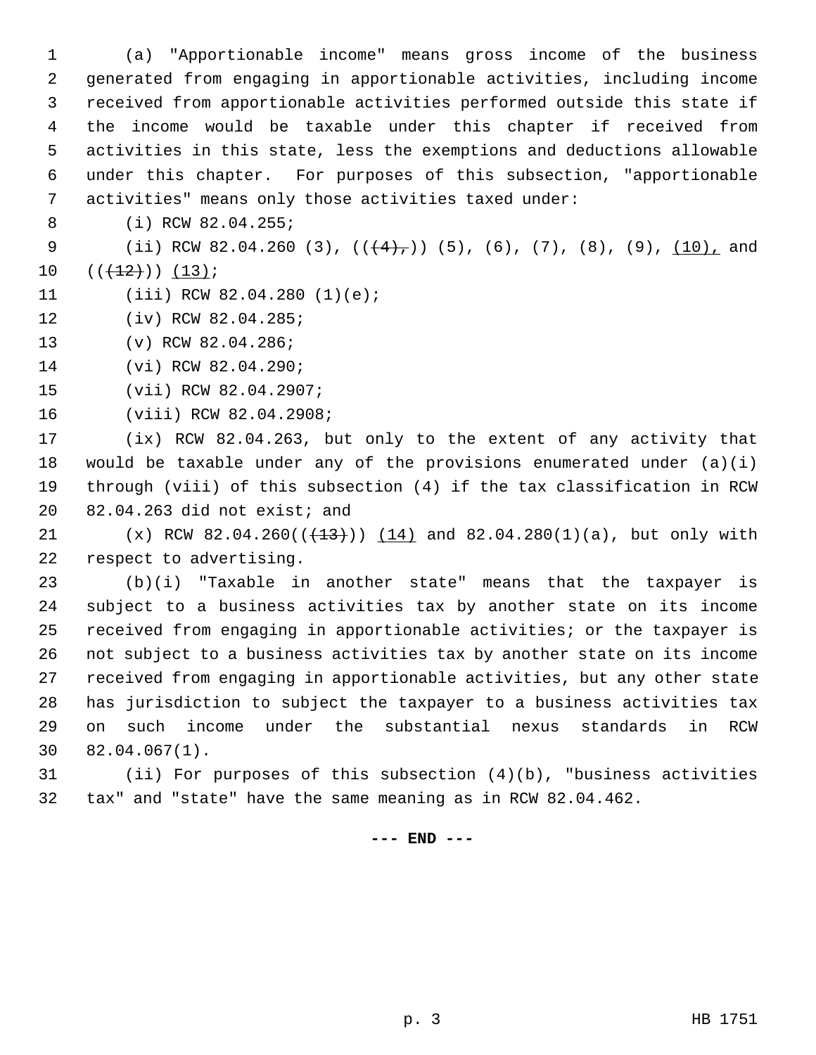(a) "Apportionable income" means gross income of the business generated from engaging in apportionable activities, including income received from apportionable activities performed outside this state if the income would be taxable under this chapter if received from activities in this state, less the exemptions and deductions allowable under this chapter. For purposes of this subsection, "apportionable activities" means only those activities taxed under:

(i) RCW 82.04.255;

(ii) RCW 82.04.260 (3), ~~((~~(4),~~))~~ (5), (6), (7), (8), (9), (10), and ~~((~~(12)~~))~~ (13);

(iii) RCW 82.04.280 (1)(e);

(iv) RCW 82.04.285;

(v) RCW 82.04.286;

(vi) RCW 82.04.290;

(vii) RCW 82.04.2907;

(viii) RCW 82.04.2908;

(ix) RCW 82.04.263, but only to the extent of any activity that would be taxable under any of the provisions enumerated under (a)(i) through (viii) of this subsection (4) if the tax classification in RCW 82.04.263 did not exist; and

(x) RCW 82.04.260((~~(13)~~)) (14) and 82.04.280(1)(a), but only with respect to advertising.

(b)(i) "Taxable in another state" means that the taxpayer is subject to a business activities tax by another state on its income received from engaging in apportionable activities; or the taxpayer is not subject to a business activities tax by another state on its income received from engaging in apportionable activities, but any other state has jurisdiction to subject the taxpayer to a business activities tax on such income under the substantial nexus standards in RCW 82.04.067(1).

(ii) For purposes of this subsection (4)(b), "business activities tax" and "state" have the same meaning as in RCW 82.04.462.

**--- END ---**